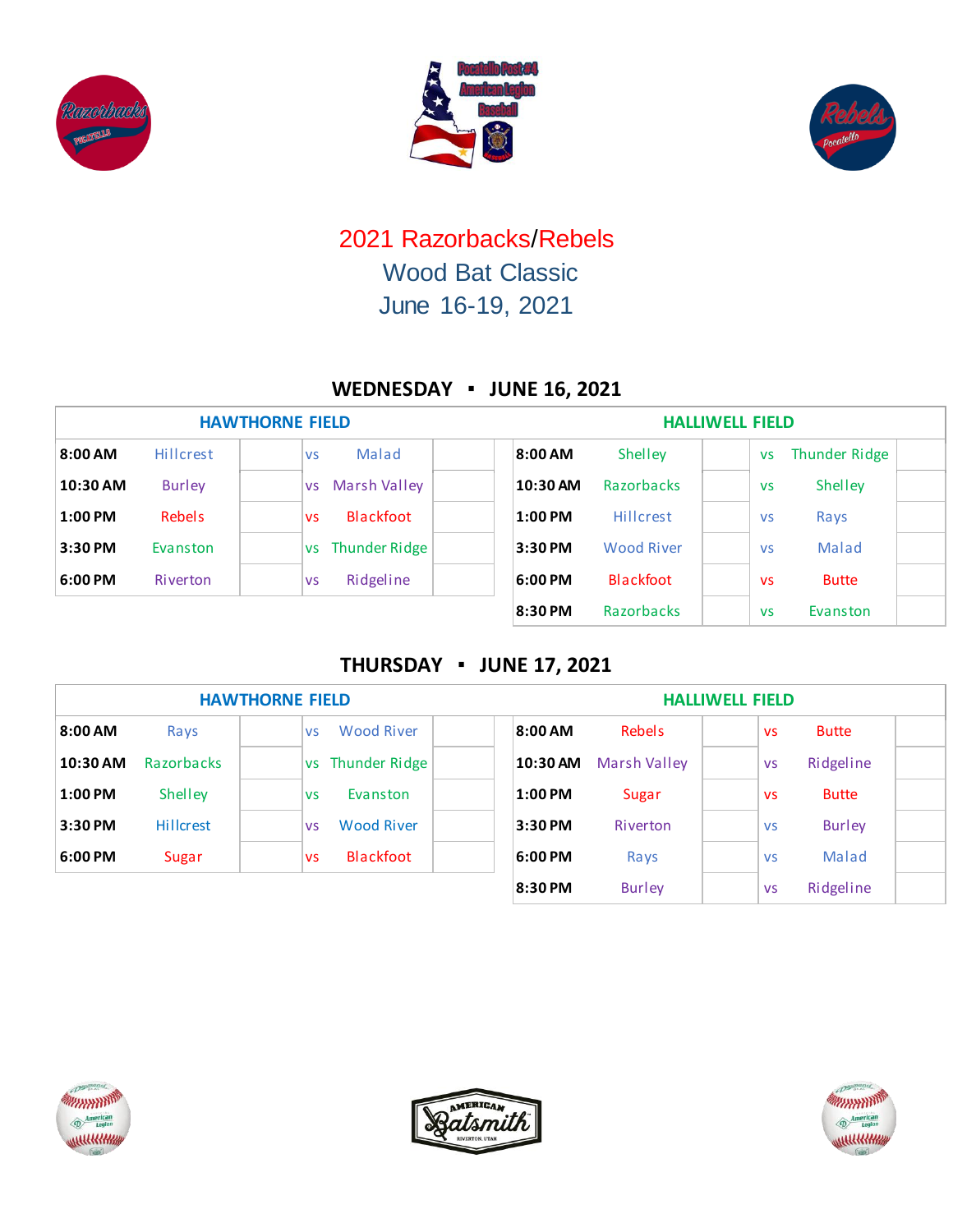# 2021 Razorbacks/Rebels
## Wood Bat Classic
## June 16-19, 2021

### WEDNESDAY ▪ JUNE 16, 2021

| HAWTHORNE FIELD | | | | | |
|---|---|---|---|---|---|
| **8:00 AM** | Hillcrest | | vs | Malad | |
| **10:30 AM** | Burley | | vs | Marsh Valley | |
| **1:00 PM** | Rebels | | vs | Blackfoot | |
| **3:30 PM** | Evanston | | vs | Thunder Ridge | |
| **6:00 PM** | Riverton | | vs | Ridgeline | |

| HALLIWELL FIELD | | | | | |
|---|---|---|---|---|---|
| **8:00 AM** | Shelley | | vs | Thunder Ridge | |
| **10:30 AM** | Razorbacks | | vs | Shelley | |
| **1:00 PM** | Hillcrest | | vs | Rays | |
| **3:30 PM** | Wood River | | vs | Malad | |
| **6:00 PM** | Blackfoot | | vs | Butte | |
| **8:30 PM** | Razorbacks | | vs | Evanston | |

### THURSDAY ▪ JUNE 17, 2021

| HAWTHORNE FIELD | | | | | |
|---|---|---|---|---|---|
| **8:00 AM** | Rays | | vs | Wood River | |
| **10:30 AM** | Razorbacks | | vs | Thunder Ridge | |
| **1:00 PM** | Shelley | | vs | Evanston | |
| **3:30 PM** | Hillcrest | | vs | Wood River | |
| **6:00 PM** | Sugar | | vs | Blackfoot | |

| HALLIWELL FIELD | | | | | |
|---|---|---|---|---|---|
| **8:00 AM** | Rebels | | vs | Butte | |
| **10:30 AM** | Marsh Valley | | vs | Ridgeline | |
| **1:00 PM** | Sugar | | vs | Butte | |
| **3:30 PM** | Riverton | | vs | Burley | |
| **6:00 PM** | Rays | | vs | Malad | |
| **8:30 PM** | Burley | | vs | Ridgeline | |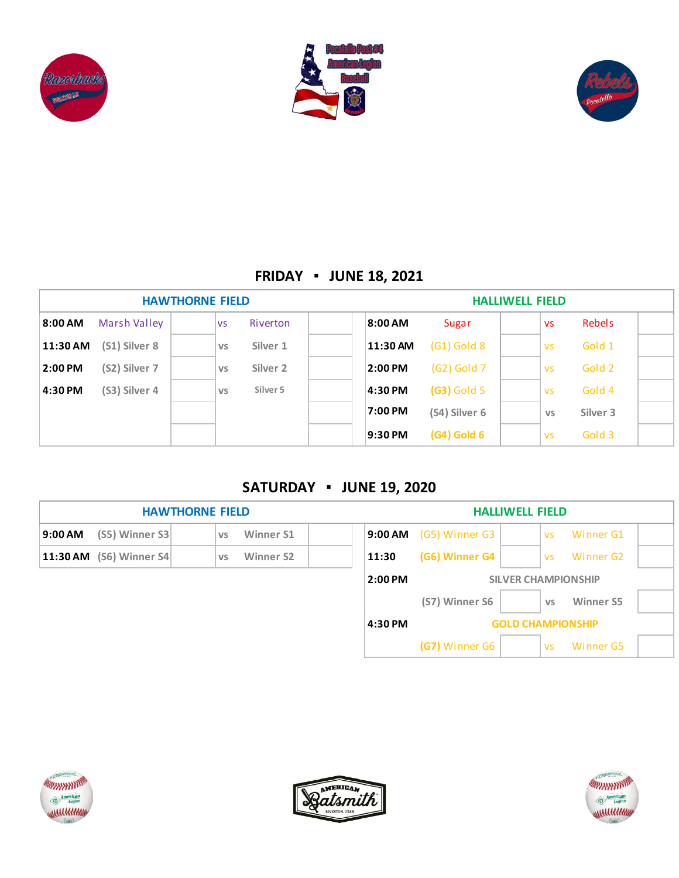## FRIDAY ▪ JUNE 18, 2021

| HAWTHORNE FIELD | | | | | | HALLIWELL FIELD | | | | | |
|---|---|---|---|---|---|---|---|---|---|---|---|
| 8:00 AM | Marsh Valley | | vs | Riverton | | 8:00 AM | Sugar | | vs | Rebels | |
| 11:30 AM | (S1) Silver 8 | | vs | Silver 1 | | 11:30 AM | (G1) Gold 8 | | vs | Gold 1 | |
| 2:00 PM | (S2) Silver 7 | | vs | Silver 2 | | 2:00 PM | (G2) Gold 7 | | vs | Gold 2 | |
| 4:30 PM | (S3) Silver 4 | | vs | Silver 5 | | 4:30 PM | (G3) Gold 5 | | vs | Gold 4 | |
| | | | | | | 7:00 PM | (S4) Silver 6 | | vs | Silver 3 | |
| | | | | | | 9:30 PM | (G4) Gold 6 | | vs | Gold 3 | |

## SATURDAY ▪ JUNE 19, 2020

| HAWTHORNE FIELD | | | | | | HALLIWELL FIELD | | | | | |
|---|---|---|---|---|---|---|---|---|---|---|---|
| 9:00 AM | (S5) Winner S3 | | vs | Winner S1 | | 9:00 AM | (G5) Winner G3 | | vs | Winner G1 | |
| 11:30 AM | (S6) Winner S4 | | vs | Winner S2 | | 11:30 | (G6) Winner G4 | | vs | Winner G2 | |
| | | | | | | 2:00 PM | SILVER CHAMPIONSHIP | | | | |
| | | | | | | | (S7) Winner S6 | | vs | Winner S5 | |
| | | | | | | 4:30 PM | GOLD CHAMPIONSHIP | | | | |
| | | | | | | | (G7) Winner G6 | | vs | Winner G5 | |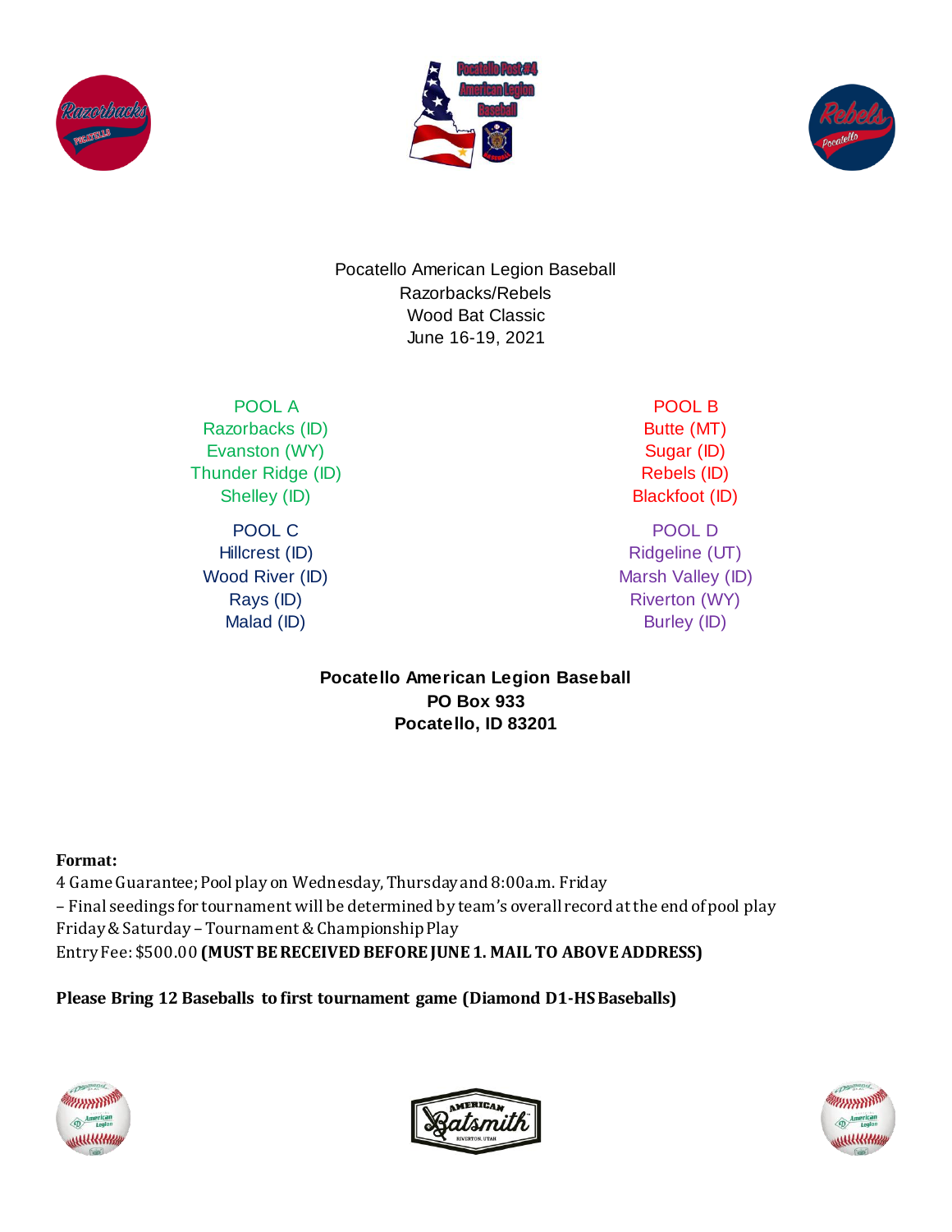Pocatello American Legion Baseball
Razorbacks/Rebels
Wood Bat Classic
June 16-19, 2021

| POOL A | POOL B |
| --- | --- |
| Razorbacks (ID) | Butte (MT) |
| Evanston (WY) | Sugar (ID) |
| Thunder Ridge (ID) | Rebels (ID) |
| Shelley (ID) | Blackfoot (ID) |

| POOL C | POOL D |
| --- | --- |
| Hillcrest (ID) | Ridgeline (UT) |
| Wood River (ID) | Marsh Valley (ID) |
| Rays (ID) | Riverton (WY) |
| Malad (ID) | Burley (ID) |

**Pocatello American Legion Baseball**
**PO Box 933**
**Pocatello, ID 83201**

**Format:**

4 Game Guarantee; Pool play on Wednesday, Thursday and 8:00a.m. Friday
– Final seedings for tournament will be determined by team's overall record at the end of pool play
Friday & Saturday – Tournament & Championship Play
Entry Fee: $500.00 **(MUST BE RECEIVED BEFORE JUNE 1. MAIL TO ABOVE ADDRESS)**

**Please Bring 12 Baseballs to first tournament game (Diamond D1-HS Baseballs)**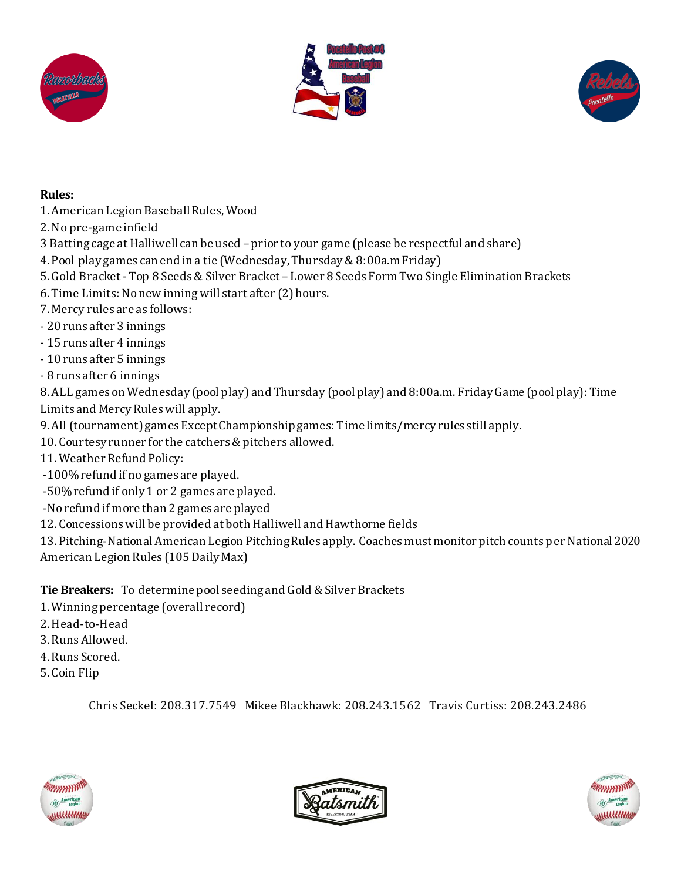**Rules:**

1. American Legion Baseball Rules, Wood
2. No pre-game infield
3 Batting cage at Halliwell can be used – prior to your game (please be respectful and share)
4. Pool play games can end in a tie (Wednesday, Thursday & 8:00a.m Friday)
5. Gold Bracket - Top 8 Seeds & Silver Bracket – Lower 8 Seeds Form Two Single Elimination Brackets
6. Time Limits: No new inning will start after (2) hours.
7. Mercy rules are as follows:
   - 20 runs after 3 innings
   - 15 runs after 4 innings
   - 10 runs after 5 innings
   - 8 runs after 6 innings
8. ALL games on Wednesday (pool play) and Thursday (pool play) and 8:00a.m. Friday Game (pool play): Time Limits and Mercy Rules will apply.
9. All (tournament) games Except Championship games: Time limits/mercy rules still apply.
10. Courtesy runner for the catchers & pitchers allowed.
11. Weather Refund Policy:
    - 100% refund if no games are played.
    - 50% refund if only 1 or 2 games are played.
    - No refund if more than 2 games are played
12. Concessions will be provided at both Halliwell and Hawthorne fields
13. Pitching-National American Legion Pitching Rules apply. Coaches must monitor pitch counts per National 2020 American Legion Rules (105 Daily Max)

**Tie Breakers:** To determine pool seeding and Gold & Silver Brackets

1. Winning percentage (overall record)
2. Head-to-Head
3. Runs Allowed.
4. Runs Scored.
5. Coin Flip

Chris Seckel: 208.317.7549 Mikee Blackhawk: 208.243.1562 Travis Curtiss: 208.243.2486